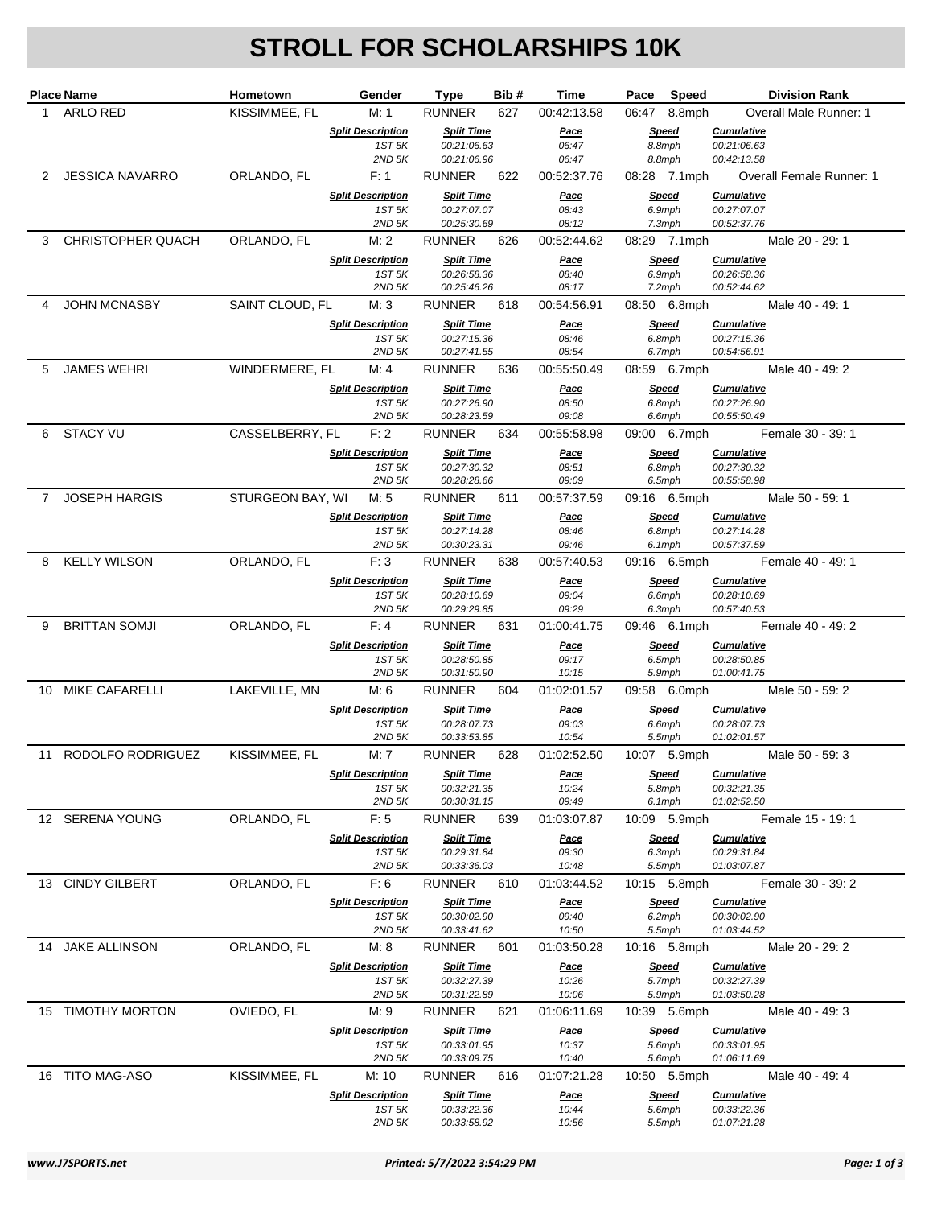# STROLL FOR SCHOLARSHIPS 10K

| Place | Name | Hometown | Gender | Type | Bib # | Time | Pace | Speed | Division Rank |
|---|---|---|---|---|---|---|---|---|---|
| 1 | ARLO RED | KISSIMMEE, FL | M: 1 | RUNNER | 627 | 00:42:13.58 | 06:47 | 8.8mph | Overall Male Runner: 1 |
| 2 | JESSICA NAVARRO | ORLANDO, FL | F: 1 | RUNNER | 622 | 00:52:37.76 | 08:28 | 7.1mph | Overall Female Runner: 1 |
| 3 | CHRISTOPHER QUACH | ORLANDO, FL | M: 2 | RUNNER | 626 | 00:52:44.62 | 08:29 | 7.1mph | Male 20 - 29: 1 |
| 4 | JOHN MCNASBY | SAINT CLOUD, FL | M: 3 | RUNNER | 618 | 00:54:56.91 | 08:50 | 6.8mph | Male 40 - 49: 1 |
| 5 | JAMES WEHRI | WINDERMERE, FL | M: 4 | RUNNER | 636 | 00:55:50.49 | 08:59 | 6.7mph | Male 40 - 49: 2 |
| 6 | STACY VU | CASSELBERRY, FL | F: 2 | RUNNER | 634 | 00:55:58.98 | 09:00 | 6.7mph | Female 30 - 39: 1 |
| 7 | JOSEPH HARGIS | STURGEON BAY, WI | M: 5 | RUNNER | 611 | 00:57:37.59 | 09:16 | 6.5mph | Male 50 - 59: 1 |
| 8 | KELLY WILSON | ORLANDO, FL | F: 3 | RUNNER | 638 | 00:57:40.53 | 09:16 | 6.5mph | Female 40 - 49: 1 |
| 9 | BRITTAN SOMJI | ORLANDO, FL | F: 4 | RUNNER | 631 | 01:00:41.75 | 09:46 | 6.1mph | Female 40 - 49: 2 |
| 10 | MIKE CAFARELLI | LAKEVILLE, MN | M: 6 | RUNNER | 604 | 01:02:01.57 | 09:58 | 6.0mph | Male 50 - 59: 2 |
| 11 | RODOLFO RODRIGUEZ | KISSIMMEE, FL | M: 7 | RUNNER | 628 | 01:02:52.50 | 10:07 | 5.9mph | Male 50 - 59: 3 |
| 12 | SERENA YOUNG | ORLANDO, FL | F: 5 | RUNNER | 639 | 01:03:07.87 | 10:09 | 5.9mph | Female 15 - 19: 1 |
| 13 | CINDY GILBERT | ORLANDO, FL | F: 6 | RUNNER | 610 | 01:03:44.52 | 10:15 | 5.8mph | Female 30 - 39: 2 |
| 14 | JAKE ALLINSON | ORLANDO, FL | M: 8 | RUNNER | 601 | 01:03:50.28 | 10:16 | 5.8mph | Male 20 - 29: 2 |
| 15 | TIMOTHY MORTON | OVIEDO, FL | M: 9 | RUNNER | 621 | 01:06:11.69 | 10:39 | 5.6mph | Male 40 - 49: 3 |
| 16 | TITO MAG-ASO | KISSIMMEE, FL | M: 10 | RUNNER | 616 | 01:07:21.28 | 10:50 | 5.5mph | Male 40 - 49: 4 |

## Splits

| Place | Name | Split Description | Split Time | Pace | Speed | Cumulative |
|---|---|---|---|---|---|---|
| 1 | ARLO RED | 1ST 5K | 00:21:06.63 | 06:47 | 8.8mph | 00:21:06.63 |
| | | 2ND 5K | 00:21:06.96 | 06:47 | 8.8mph | 00:42:13.58 |
| 2 | JESSICA NAVARRO | 1ST 5K | 00:27:07.07 | 08:43 | 6.9mph | 00:27:07.07 |
| | | 2ND 5K | 00:25:30.69 | 08:12 | 7.3mph | 00:52:37.76 |
| 3 | CHRISTOPHER QUACH | 1ST 5K | 00:26:58.36 | 08:40 | 6.9mph | 00:26:58.36 |
| | | 2ND 5K | 00:25:46.26 | 08:17 | 7.2mph | 00:52:44.62 |
| 4 | JOHN MCNASBY | 1ST 5K | 00:27:15.36 | 08:46 | 6.8mph | 00:27:15.36 |
| | | 2ND 5K | 00:27:41.55 | 08:54 | 6.7mph | 00:54:56.91 |
| 5 | JAMES WEHRI | 1ST 5K | 00:27:26.90 | 08:50 | 6.8mph | 00:27:26.90 |
| | | 2ND 5K | 00:28:23.59 | 09:08 | 6.6mph | 00:55:50.49 |
| 6 | STACY VU | 1ST 5K | 00:27:30.32 | 08:51 | 6.8mph | 00:27:30.32 |
| | | 2ND 5K | 00:28:28.66 | 09:09 | 6.5mph | 00:55:58.98 |
| 7 | JOSEPH HARGIS | 1ST 5K | 00:27:14.28 | 08:46 | 6.8mph | 00:27:14.28 |
| | | 2ND 5K | 00:30:23.31 | 09:46 | 6.1mph | 00:57:37.59 |
| 8 | KELLY WILSON | 1ST 5K | 00:28:10.69 | 09:04 | 6.6mph | 00:28:10.69 |
| | | 2ND 5K | 00:29:29.85 | 09:29 | 6.3mph | 00:57:40.53 |
| 9 | BRITTAN SOMJI | 1ST 5K | 00:28:50.85 | 09:17 | 6.5mph | 00:28:50.85 |
| | | 2ND 5K | 00:31:50.90 | 10:15 | 5.9mph | 01:00:41.75 |
| 10 | MIKE CAFARELLI | 1ST 5K | 00:28:07.73 | 09:03 | 6.6mph | 00:28:07.73 |
| | | 2ND 5K | 00:33:53.85 | 10:54 | 5.5mph | 01:02:01.57 |
| 11 | RODOLFO RODRIGUEZ | 1ST 5K | 00:32:21.35 | 10:24 | 5.8mph | 00:32:21.35 |
| | | 2ND 5K | 00:30:31.15 | 09:49 | 6.1mph | 01:02:52.50 |
| 12 | SERENA YOUNG | 1ST 5K | 00:29:31.84 | 09:30 | 6.3mph | 00:29:31.84 |
| | | 2ND 5K | 00:33:36.03 | 10:48 | 5.5mph | 01:03:07.87 |
| 13 | CINDY GILBERT | 1ST 5K | 00:30:02.90 | 09:40 | 6.2mph | 00:30:02.90 |
| | | 2ND 5K | 00:33:41.62 | 10:50 | 5.5mph | 01:03:44.52 |
| 14 | JAKE ALLINSON | 1ST 5K | 00:32:27.39 | 10:26 | 5.7mph | 00:32:27.39 |
| | | 2ND 5K | 00:31:22.89 | 10:06 | 5.9mph | 01:03:50.28 |
| 15 | TIMOTHY MORTON | 1ST 5K | 00:33:01.95 | 10:37 | 5.6mph | 00:33:01.95 |
| | | 2ND 5K | 00:33:09.75 | 10:40 | 5.6mph | 01:06:11.69 |
| 16 | TITO MAG-ASO | 1ST 5K | 00:33:22.36 | 10:44 | 5.6mph | 00:33:22.36 |
| | | 2ND 5K | 00:33:58.92 | 10:56 | 5.5mph | 01:07:21.28 |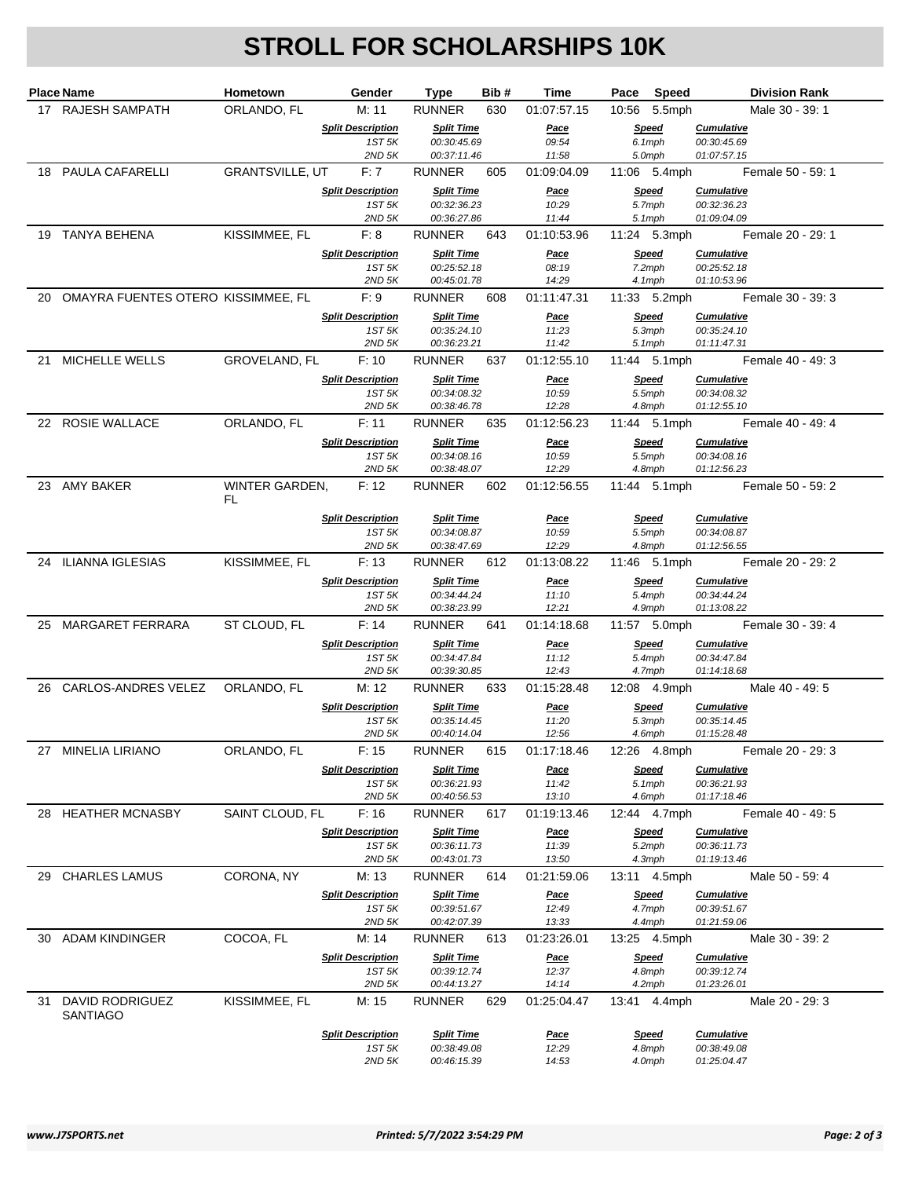# STROLL FOR SCHOLARSHIPS 10K

| Place | Name | Hometown | Gender | Type | Bib # | Time | Pace | Speed | Division Rank |
|---|---|---|---|---|---|---|---|---|---|
| 17 | RAJESH SAMPATH | ORLANDO, FL | M: 11 | RUNNER | 630 | 01:07:57.15 | 10:56 | 5.5mph | Male 30 - 39: 1 |
| | | | *Split Description* | *Split Time* | | *Pace* | | *Speed* | *Cumulative* |
| | | | *1ST 5K* | *00:30:45.69* | | *09:54* | | *6.1mph* | *00:30:45.69* |
| | | | *2ND 5K* | *00:37:11.46* | | *11:58* | | *5.0mph* | *01:07:57.15* |
| 18 | PAULA CAFARELLI | GRANTSVILLE, UT | F: 7 | RUNNER | 605 | 01:09:04.09 | 11:06 | 5.4mph | Female 50 - 59: 1 |
| | | | *Split Description* | *Split Time* | | *Pace* | | *Speed* | *Cumulative* |
| | | | *1ST 5K* | *00:32:36.23* | | *10:29* | | *5.7mph* | *00:32:36.23* |
| | | | *2ND 5K* | *00:36:27.86* | | *11:44* | | *5.1mph* | *01:09:04.09* |
| 19 | TANYA BEHENA | KISSIMMEE, FL | F: 8 | RUNNER | 643 | 01:10:53.96 | 11:24 | 5.3mph | Female 20 - 29: 1 |
| | | | *Split Description* | *Split Time* | | *Pace* | | *Speed* | *Cumulative* |
| | | | *1ST 5K* | *00:25:52.18* | | *08:19* | | *7.2mph* | *00:25:52.18* |
| | | | *2ND 5K* | *00:45:01.78* | | *14:29* | | *4.1mph* | *01:10:53.96* |
| 20 | OMAYRA FUENTES OTERO | KISSIMMEE, FL | F: 9 | RUNNER | 608 | 01:11:47.31 | 11:33 | 5.2mph | Female 30 - 39: 3 |
| | | | *Split Description* | *Split Time* | | *Pace* | | *Speed* | *Cumulative* |
| | | | *1ST 5K* | *00:35:24.10* | | *11:23* | | *5.3mph* | *00:35:24.10* |
| | | | *2ND 5K* | *00:36:23.21* | | *11:42* | | *5.1mph* | *01:11:47.31* |
| 21 | MICHELLE WELLS | GROVELAND, FL | F: 10 | RUNNER | 637 | 01:12:55.10 | 11:44 | 5.1mph | Female 40 - 49: 3 |
| | | | *Split Description* | *Split Time* | | *Pace* | | *Speed* | *Cumulative* |
| | | | *1ST 5K* | *00:34:08.32* | | *10:59* | | *5.5mph* | *00:34:08.32* |
| | | | *2ND 5K* | *00:38:46.78* | | *12:28* | | *4.8mph* | *01:12:55.10* |
| 22 | ROSIE WALLACE | ORLANDO, FL | F: 11 | RUNNER | 635 | 01:12:56.23 | 11:44 | 5.1mph | Female 40 - 49: 4 |
| | | | *Split Description* | *Split Time* | | *Pace* | | *Speed* | *Cumulative* |
| | | | *1ST 5K* | *00:34:08.16* | | *10:59* | | *5.5mph* | *00:34:08.16* |
| | | | *2ND 5K* | *00:38:48.07* | | *12:29* | | *4.8mph* | *01:12:56.23* |
| 23 | AMY BAKER | WINTER GARDEN, FL | F: 12 | RUNNER | 602 | 01:12:56.55 | 11:44 | 5.1mph | Female 50 - 59: 2 |
| | | | *Split Description* | *Split Time* | | *Pace* | | *Speed* | *Cumulative* |
| | | | *1ST 5K* | *00:34:08.87* | | *10:59* | | *5.5mph* | *00:34:08.87* |
| | | | *2ND 5K* | *00:38:47.69* | | *12:29* | | *4.8mph* | *01:12:56.55* |
| 24 | ILIANNA IGLESIAS | KISSIMMEE, FL | F: 13 | RUNNER | 612 | 01:13:08.22 | 11:46 | 5.1mph | Female 20 - 29: 2 |
| | | | *Split Description* | *Split Time* | | *Pace* | | *Speed* | *Cumulative* |
| | | | *1ST 5K* | *00:34:44.24* | | *11:10* | | *5.4mph* | *00:34:44.24* |
| | | | *2ND 5K* | *00:38:23.99* | | *12:21* | | *4.9mph* | *01:13:08.22* |
| 25 | MARGARET FERRARA | ST CLOUD, FL | F: 14 | RUNNER | 641 | 01:14:18.68 | 11:57 | 5.0mph | Female 30 - 39: 4 |
| | | | *Split Description* | *Split Time* | | *Pace* | | *Speed* | *Cumulative* |
| | | | *1ST 5K* | *00:34:47.84* | | *11:12* | | *5.4mph* | *00:34:47.84* |
| | | | *2ND 5K* | *00:39:30.85* | | *12:43* | | *4.7mph* | *01:14:18.68* |
| 26 | CARLOS-ANDRES VELEZ | ORLANDO, FL | M: 12 | RUNNER | 633 | 01:15:28.48 | 12:08 | 4.9mph | Male 40 - 49: 5 |
| | | | *Split Description* | *Split Time* | | *Pace* | | *Speed* | *Cumulative* |
| | | | *1ST 5K* | *00:35:14.45* | | *11:20* | | *5.3mph* | *00:35:14.45* |
| | | | *2ND 5K* | *00:40:14.04* | | *12:56* | | *4.6mph* | *01:15:28.48* |
| 27 | MINELIA LIRIANO | ORLANDO, FL | F: 15 | RUNNER | 615 | 01:17:18.46 | 12:26 | 4.8mph | Female 20 - 29: 3 |
| | | | *Split Description* | *Split Time* | | *Pace* | | *Speed* | *Cumulative* |
| | | | *1ST 5K* | *00:36:21.93* | | *11:42* | | *5.1mph* | *00:36:21.93* |
| | | | *2ND 5K* | *00:40:56.53* | | *13:10* | | *4.6mph* | *01:17:18.46* |
| 28 | HEATHER MCNASBY | SAINT CLOUD, FL | F: 16 | RUNNER | 617 | 01:19:13.46 | 12:44 | 4.7mph | Female 40 - 49: 5 |
| | | | *Split Description* | *Split Time* | | *Pace* | | *Speed* | *Cumulative* |
| | | | *1ST 5K* | *00:36:11.73* | | *11:39* | | *5.2mph* | *00:36:11.73* |
| | | | *2ND 5K* | *00:43:01.73* | | *13:50* | | *4.3mph* | *01:19:13.46* |
| 29 | CHARLES LAMUS | CORONA, NY | M: 13 | RUNNER | 614 | 01:21:59.06 | 13:11 | 4.5mph | Male 50 - 59: 4 |
| | | | *Split Description* | *Split Time* | | *Pace* | | *Speed* | *Cumulative* |
| | | | *1ST 5K* | *00:39:51.67* | | *12:49* | | *4.7mph* | *00:39:51.67* |
| | | | *2ND 5K* | *00:42:07.39* | | *13:33* | | *4.4mph* | *01:21:59.06* |
| 30 | ADAM KINDINGER | COCOA, FL | M: 14 | RUNNER | 613 | 01:23:26.01 | 13:25 | 4.5mph | Male 30 - 39: 2 |
| | | | *Split Description* | *Split Time* | | *Pace* | | *Speed* | *Cumulative* |
| | | | *1ST 5K* | *00:39:12.74* | | *12:37* | | *4.8mph* | *00:39:12.74* |
| | | | *2ND 5K* | *00:44:13.27* | | *14:14* | | *4.2mph* | *01:23:26.01* |
| 31 | DAVID RODRIGUEZ SANTIAGO | KISSIMMEE, FL | M: 15 | RUNNER | 629 | 01:25:04.47 | 13:41 | 4.4mph | Male 20 - 29: 3 |
| | | | *Split Description* | *Split Time* | | *Pace* | | *Speed* | *Cumulative* |
| | | | *1ST 5K* | *00:38:49.08* | | *12:29* | | *4.8mph* | *00:38:49.08* |
| | | | *2ND 5K* | *00:46:15.39* | | *14:53* | | *4.0mph* | *01:25:04.47* |

*www.J7SPORTS.net* *Printed: 5/7/2022 3:54:29 PM*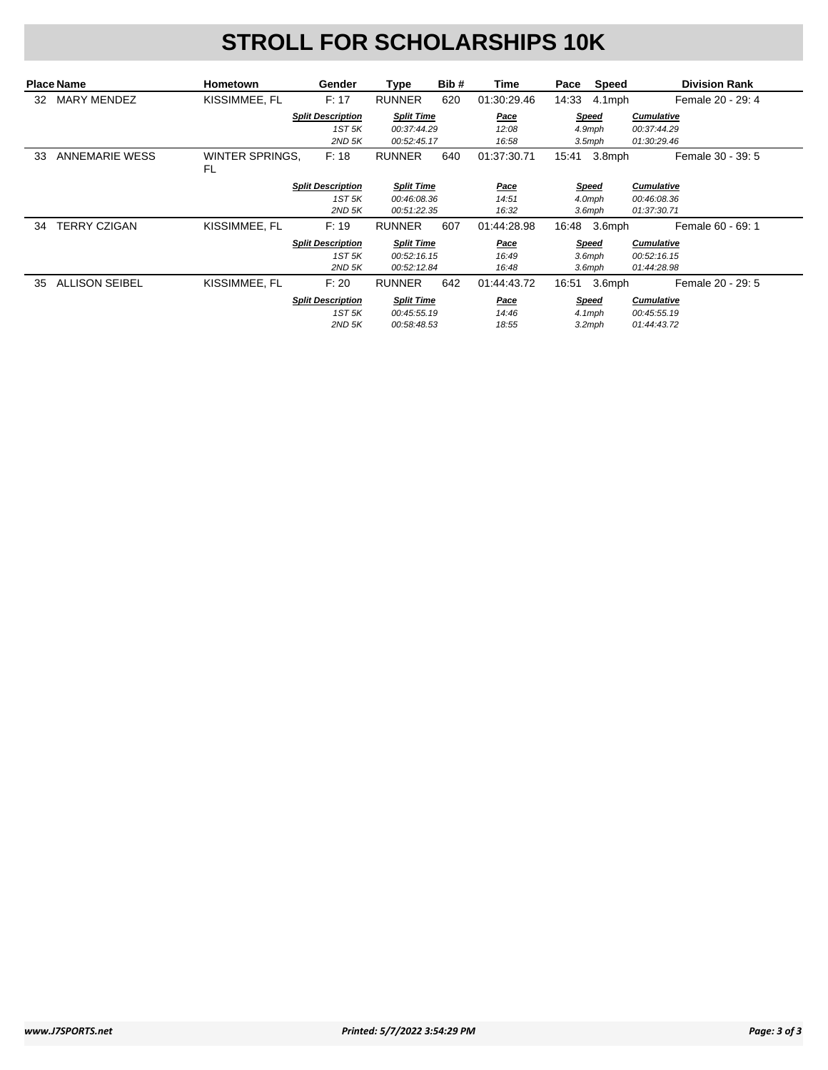# STROLL FOR SCHOLARSHIPS 10K

| Place | Name | Hometown | Gender | Type | Bib # | Time | Pace | Speed | Division Rank |
|---|---|---|---|---|---|---|---|---|---|
| 32 | MARY MENDEZ | KISSIMMEE, FL | F: 17 | RUNNER | 620 | 01:30:29.46 | 14:33 | 4.1mph | Female 20 - 29: 4 |

| Split Description | Split Time | Pace | Speed | Cumulative |
|---|---|---|---|---|
| 1ST 5K | 00:37:44.29 | 12:08 | 4.9mph | 00:37:44.29 |
| 2ND 5K | 00:52:45.17 | 16:58 | 3.5mph | 01:30:29.46 |

| Place | Name | Hometown | Gender | Type | Bib # | Time | Pace | Speed | Division Rank |
|---|---|---|---|---|---|---|---|---|---|
| 33 | ANNEMARIE WESS | WINTER SPRINGS, FL | F: 18 | RUNNER | 640 | 01:37:30.71 | 15:41 | 3.8mph | Female 30 - 39: 5 |

| Split Description | Split Time | Pace | Speed | Cumulative |
|---|---|---|---|---|
| 1ST 5K | 00:46:08.36 | 14:51 | 4.0mph | 00:46:08.36 |
| 2ND 5K | 00:51:22.35 | 16:32 | 3.6mph | 01:37:30.71 |

| Place | Name | Hometown | Gender | Type | Bib # | Time | Pace | Speed | Division Rank |
|---|---|---|---|---|---|---|---|---|---|
| 34 | TERRY CZIGAN | KISSIMMEE, FL | F: 19 | RUNNER | 607 | 01:44:28.98 | 16:48 | 3.6mph | Female 60 - 69: 1 |

| Split Description | Split Time | Pace | Speed | Cumulative |
|---|---|---|---|---|
| 1ST 5K | 00:52:16.15 | 16:49 | 3.6mph | 00:52:16.15 |
| 2ND 5K | 00:52:12.84 | 16:48 | 3.6mph | 01:44:28.98 |

| Place | Name | Hometown | Gender | Type | Bib # | Time | Pace | Speed | Division Rank |
|---|---|---|---|---|---|---|---|---|---|
| 35 | ALLISON SEIBEL | KISSIMMEE, FL | F: 20 | RUNNER | 642 | 01:44:43.72 | 16:51 | 3.6mph | Female 20 - 29: 5 |

| Split Description | Split Time | Pace | Speed | Cumulative |
|---|---|---|---|---|
| 1ST 5K | 00:45:55.19 | 14:46 | 4.1mph | 00:45:55.19 |
| 2ND 5K | 00:58:48.53 | 18:55 | 3.2mph | 01:44:43.72 |

*www.J7SPORTS.net* *Printed: 5/7/2022 3:54:29 PM*